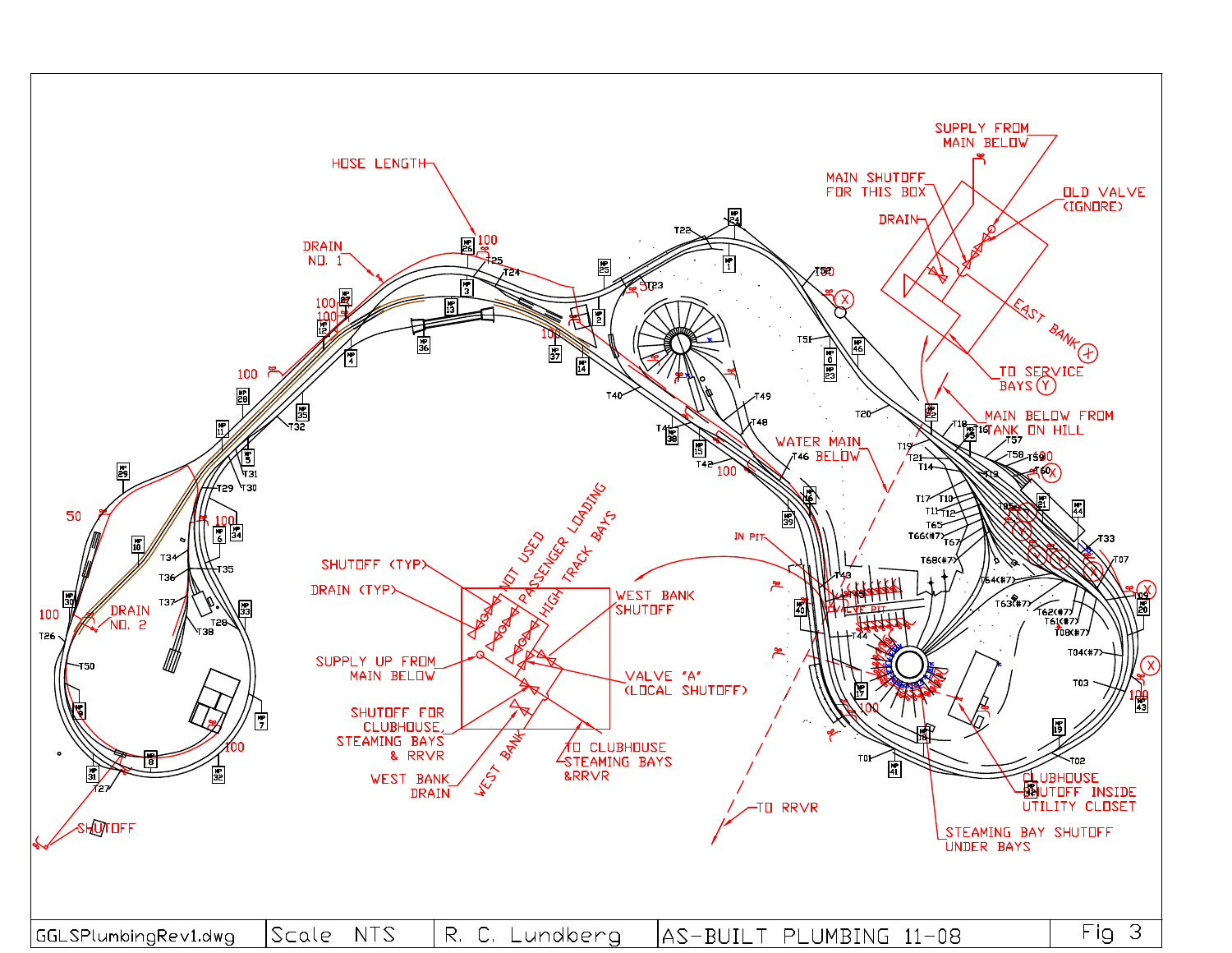HOSE LENGTH

DRAIN NO. 1

DRAIN NO. 2

SHUTOFF

SUPPLY FROM MAIN BELOW

MAIN SHUTOFF FOR THIS BOX

OLD VALVE (IGNORE)

DRAIN

EAST BANK (X)

TO SERVICE BAYS (Y)

MAIN BELOW FROM TANK ON HILL

WATER MAIN BELOW

IN PIT

VALVE PIT

SHUTOFF (TYP)

DRAIN (TYP)

NOT USED

PASSENGER LOADING

HIGH TRACK BAYS

WEST BANK SHUTOFF

SUPPLY UP FROM MAIN BELOW

VALVE "A" (LOCAL SHUTOFF)

SHUTOFF FOR CLUBHOUSE, STEAMING BAYS & RRVR

WEST BANK DRAIN

WEST BANK

TO CLUBHOUSE STEAMING BAYS &RRVR

TO RRVR

STEAMING BAY SHUTOFF UNDER BAYS

CLUBHOUSE SHUTOFF INSIDE UTILITY CLOSET

| GGLSPlumbingRev1.dwg | Scale NTS | R. C. Lundberg | AS-BUILT PLUMBING 11-08 | Fig 3 |
|---|---|---|---|---|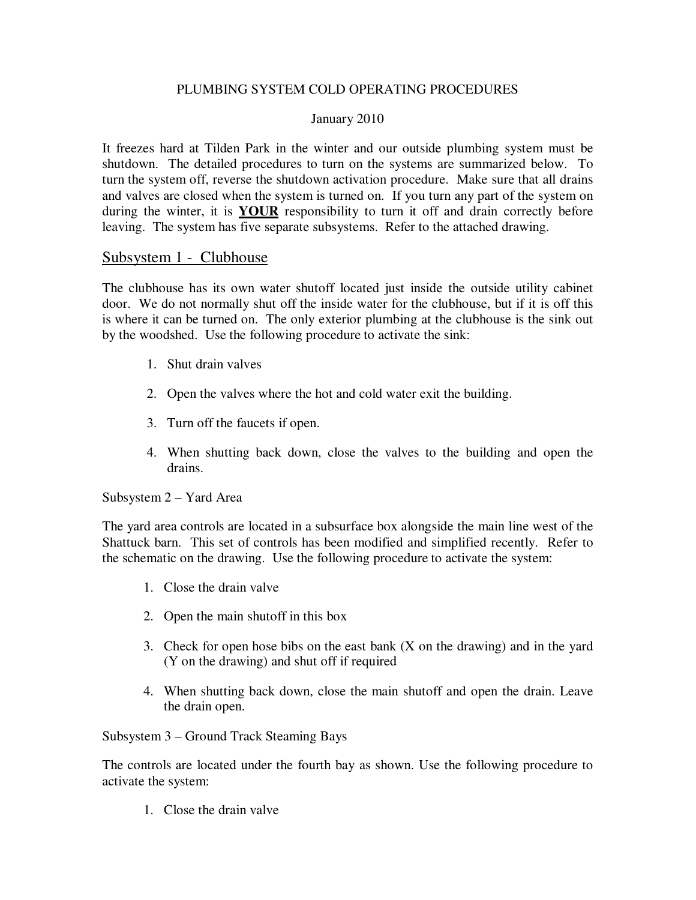PLUMBING SYSTEM COLD OPERATING PROCEDURES

January 2010

It freezes hard at Tilden Park in the winter and our outside plumbing system must be shutdown. The detailed procedures to turn on the systems are summarized below. To turn the system off, reverse the shutdown activation procedure. Make sure that all drains and valves are closed when the system is turned on. If you turn any part of the system on during the winter, it is **<u>YOUR</u>** responsibility to turn it off and drain correctly before leaving. The system has five separate subsystems. Refer to the attached drawing.

## Subsystem 1 - Clubhouse

The clubhouse has its own water shutoff located just inside the outside utility cabinet door. We do not normally shut off the inside water for the clubhouse, but if it is off this is where it can be turned on. The only exterior plumbing at the clubhouse is the sink out by the woodshed. Use the following procedure to activate the sink:

1. Shut drain valves
2. Open the valves where the hot and cold water exit the building.
3. Turn off the faucets if open.
4. When shutting back down, close the valves to the building and open the drains.

Subsystem 2 – Yard Area

The yard area controls are located in a subsurface box alongside the main line west of the Shattuck barn. This set of controls has been modified and simplified recently. Refer to the schematic on the drawing. Use the following procedure to activate the system:

1. Close the drain valve
2. Open the main shutoff in this box
3. Check for open hose bibs on the east bank (X on the drawing) and in the yard (Y on the drawing) and shut off if required
4. When shutting back down, close the main shutoff and open the drain. Leave the drain open.

Subsystem 3 – Ground Track Steaming Bays

The controls are located under the fourth bay as shown. Use the following procedure to activate the system:

1. Close the drain valve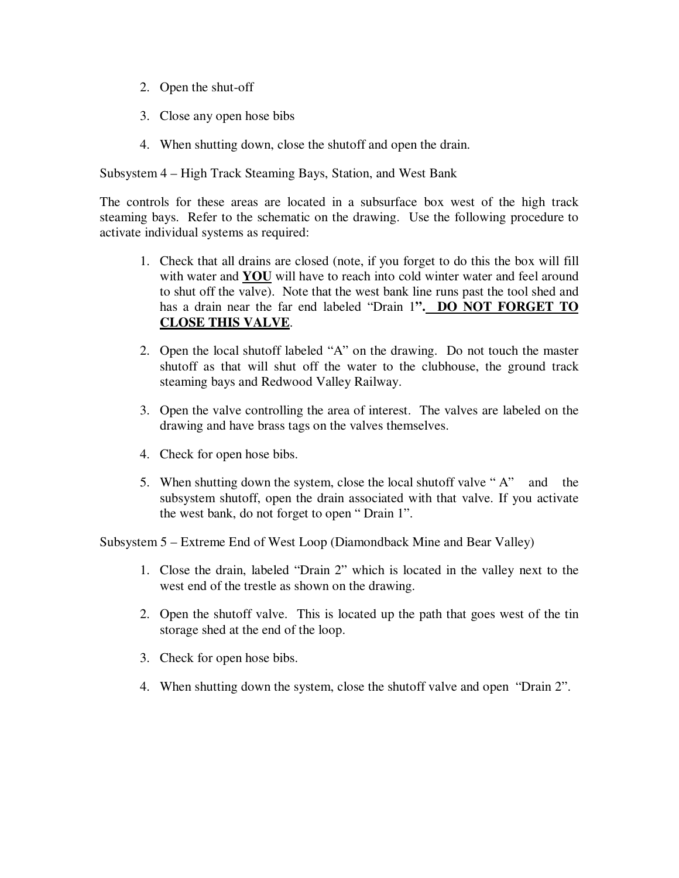2. Open the shut-off
3. Close any open hose bibs
4. When shutting down, close the shutoff and open the drain.

Subsystem 4 – High Track Steaming Bays, Station, and West Bank

The controls for these areas are located in a subsurface box west of the high track steaming bays. Refer to the schematic on the drawing. Use the following procedure to activate individual systems as required:

1. Check that all drains are closed (note, if you forget to do this the box will fill with water and **<u>YOU</u>** will have to reach into cold winter water and feel around to shut off the valve). Note that the west bank line runs past the tool shed and has a drain near the far end labeled "Drain 1**". <u>DO NOT FORGET TO CLOSE THIS VALVE</u>**.
2. Open the local shutoff labeled "A" on the drawing. Do not touch the master shutoff as that will shut off the water to the clubhouse, the ground track steaming bays and Redwood Valley Railway.
3. Open the valve controlling the area of interest. The valves are labeled on the drawing and have brass tags on the valves themselves.
4. Check for open hose bibs.
5. When shutting down the system, close the local shutoff valve " A" and the subsystem shutoff, open the drain associated with that valve. If you activate the west bank, do not forget to open " Drain 1".

Subsystem 5 – Extreme End of West Loop (Diamondback Mine and Bear Valley)

1. Close the drain, labeled "Drain 2" which is located in the valley next to the west end of the trestle as shown on the drawing.
2. Open the shutoff valve. This is located up the path that goes west of the tin storage shed at the end of the loop.
3. Check for open hose bibs.
4. When shutting down the system, close the shutoff valve and open "Drain 2".